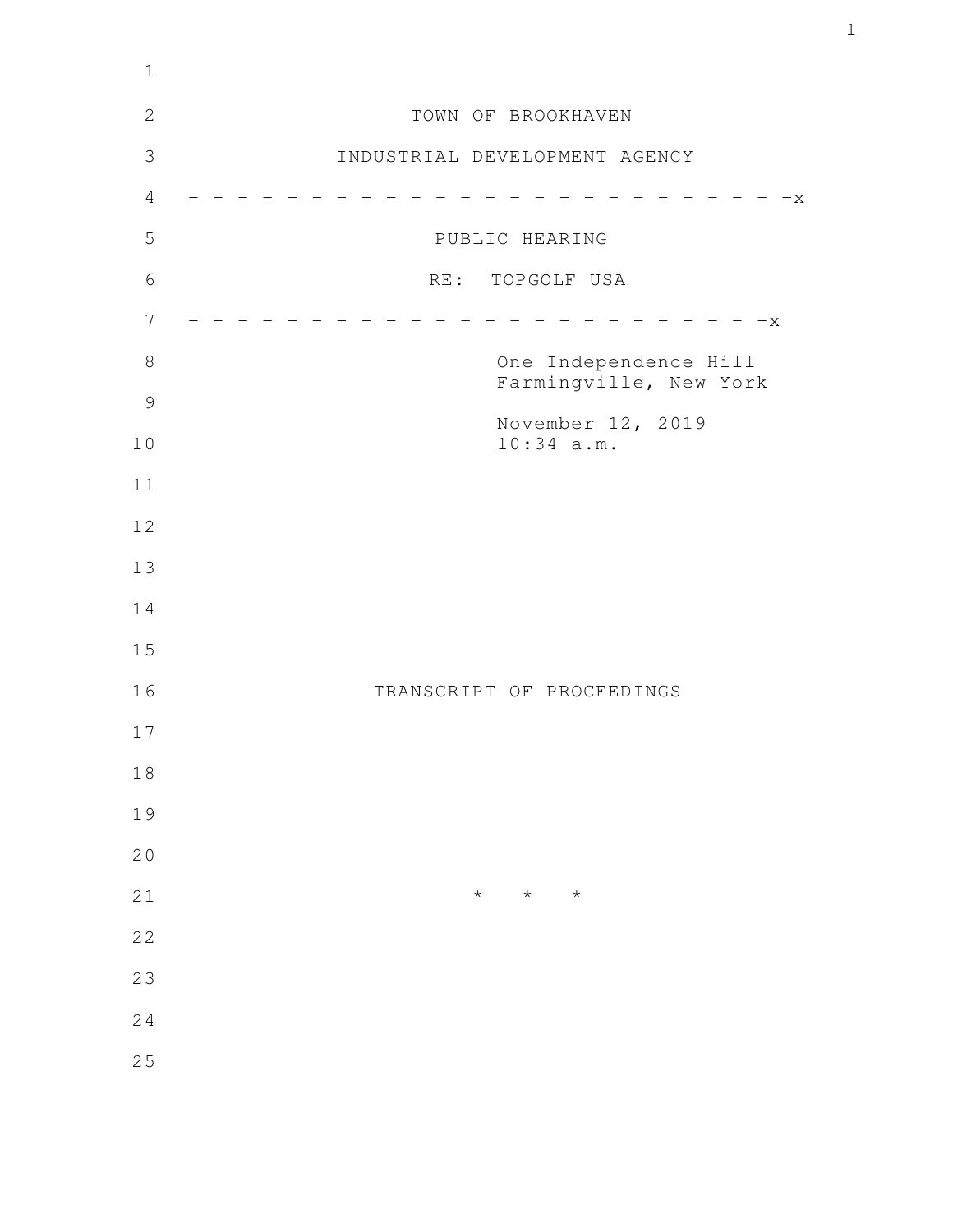TOWN OF BROOKHAVEN

INDUSTRIAL DEVELOPMENT AGENCY

- - - - - - - - - - - - - - - - - - - - - - - - - - - -x

PUBLIC HEARING

RE: TOPGOLF USA

- - - - - - - - - - - - - - - - - - - - - - - - - - - -x

One Independence Hill
Farmingville, New York

November 12, 2019
10:34 a.m.

TRANSCRIPT OF PROCEEDINGS

* * *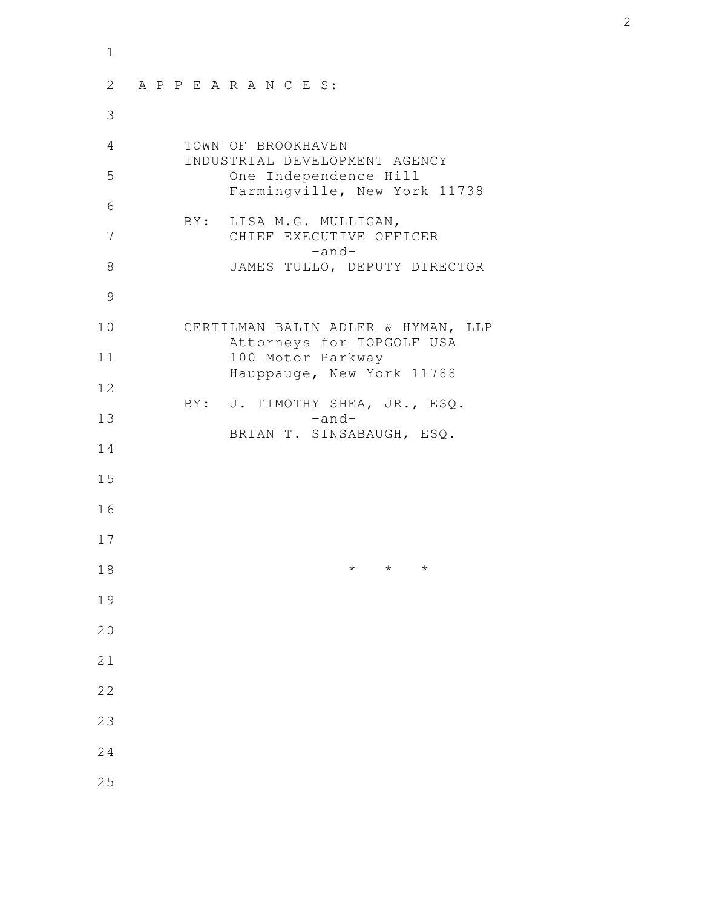A P P E A R A N C E S:

TOWN OF BROOKHAVEN
INDUSTRIAL DEVELOPMENT AGENCY
One Independence Hill
Farmingville, New York 11738

BY: LISA M.G. MULLIGAN,
CHIEF EXECUTIVE OFFICER
-and-
JAMES TULLO, DEPUTY DIRECTOR

CERTILMAN BALIN ADLER & HYMAN, LLP
Attorneys for TOPGOLF USA
100 Motor Parkway
Hauppauge, New York 11788

BY: J. TIMOTHY SHEA, JR., ESQ.
-and-
BRIAN T. SINSABAUGH, ESQ.

* * *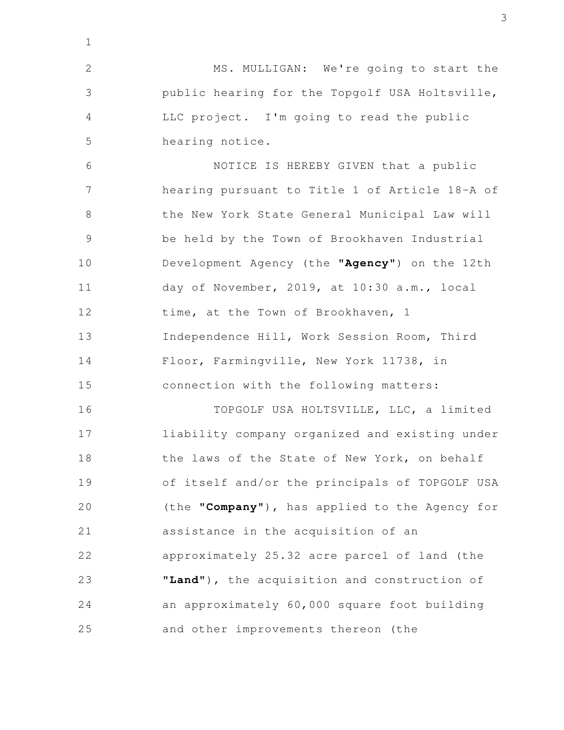MS. MULLIGAN: We're going to start the public hearing for the Topgolf USA Holtsville, LLC project. I'm going to read the public hearing notice.

NOTICE IS HEREBY GIVEN that a public hearing pursuant to Title 1 of Article 18-A of the New York State General Municipal Law will be held by the Town of Brookhaven Industrial Development Agency (the "**Agency**") on the 12th day of November, 2019, at 10:30 a.m., local time, at the Town of Brookhaven, 1 Independence Hill, Work Session Room, Third Floor, Farmingville, New York 11738, in connection with the following matters:

TOPGOLF USA HOLTSVILLE, LLC, a limited liability company organized and existing under the laws of the State of New York, on behalf of itself and/or the principals of TOPGOLF USA (the "**Company**"), has applied to the Agency for assistance in the acquisition of an approximately 25.32 acre parcel of land (the "**Land**"), the acquisition and construction of an approximately 60,000 square foot building and other improvements thereon (the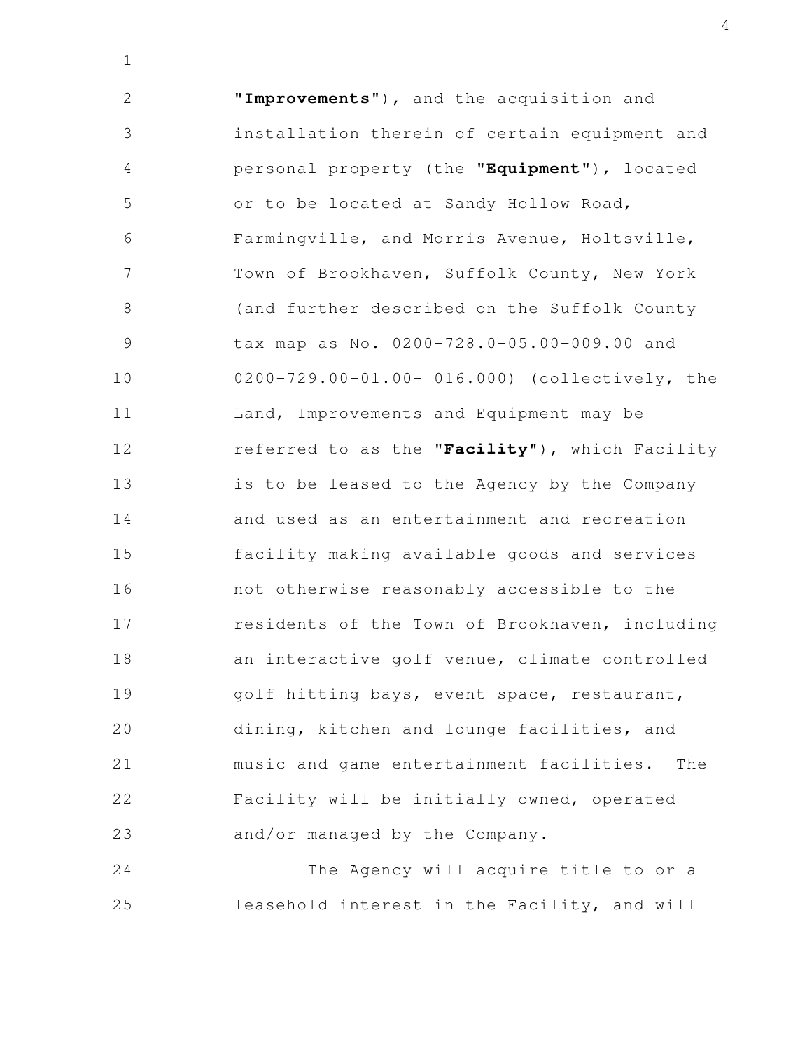"**Improvements**"), and the acquisition and installation therein of certain equipment and personal property (the "**Equipment**"), located or to be located at Sandy Hollow Road, Farmingville, and Morris Avenue, Holtsville, Town of Brookhaven, Suffolk County, New York (and further described on the Suffolk County tax map as No. 0200-728.0-05.00-009.00 and 0200-729.00-01.00- 016.000) (collectively, the Land, Improvements and Equipment may be referred to as the "**Facility**"), which Facility is to be leased to the Agency by the Company and used as an entertainment and recreation facility making available goods and services not otherwise reasonably accessible to the residents of the Town of Brookhaven, including an interactive golf venue, climate controlled golf hitting bays, event space, restaurant, dining, kitchen and lounge facilities, and music and game entertainment facilities. The Facility will be initially owned, operated and/or managed by the Company.

The Agency will acquire title to or a leasehold interest in the Facility, and will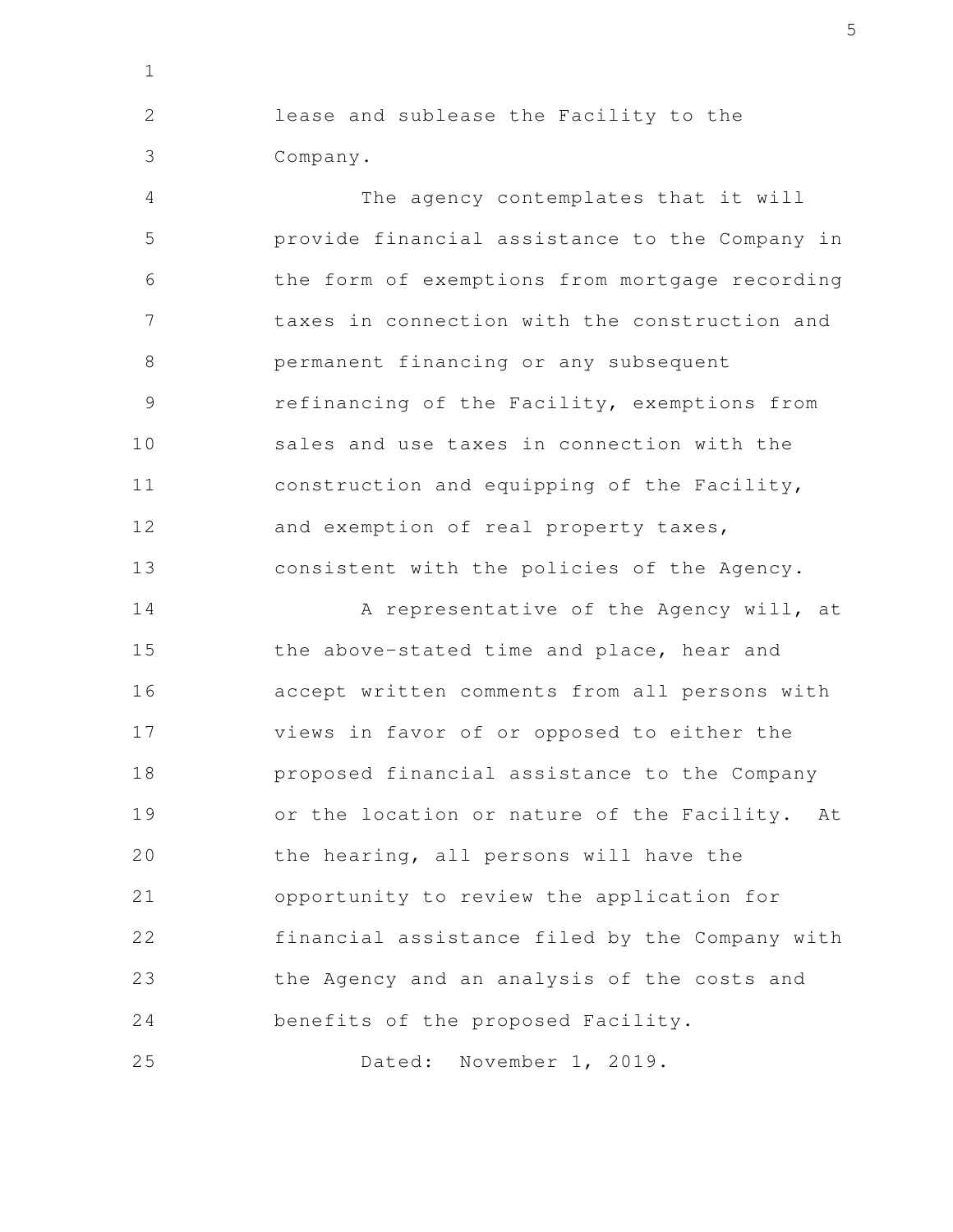lease and sublease the Facility to the Company.

The agency contemplates that it will provide financial assistance to the Company in the form of exemptions from mortgage recording taxes in connection with the construction and permanent financing or any subsequent refinancing of the Facility, exemptions from sales and use taxes in connection with the construction and equipping of the Facility, and exemption of real property taxes, consistent with the policies of the Agency.

A representative of the Agency will, at the above-stated time and place, hear and accept written comments from all persons with views in favor of or opposed to either the proposed financial assistance to the Company or the location or nature of the Facility. At the hearing, all persons will have the opportunity to review the application for financial assistance filed by the Company with the Agency and an analysis of the costs and benefits of the proposed Facility.

Dated: November 1, 2019.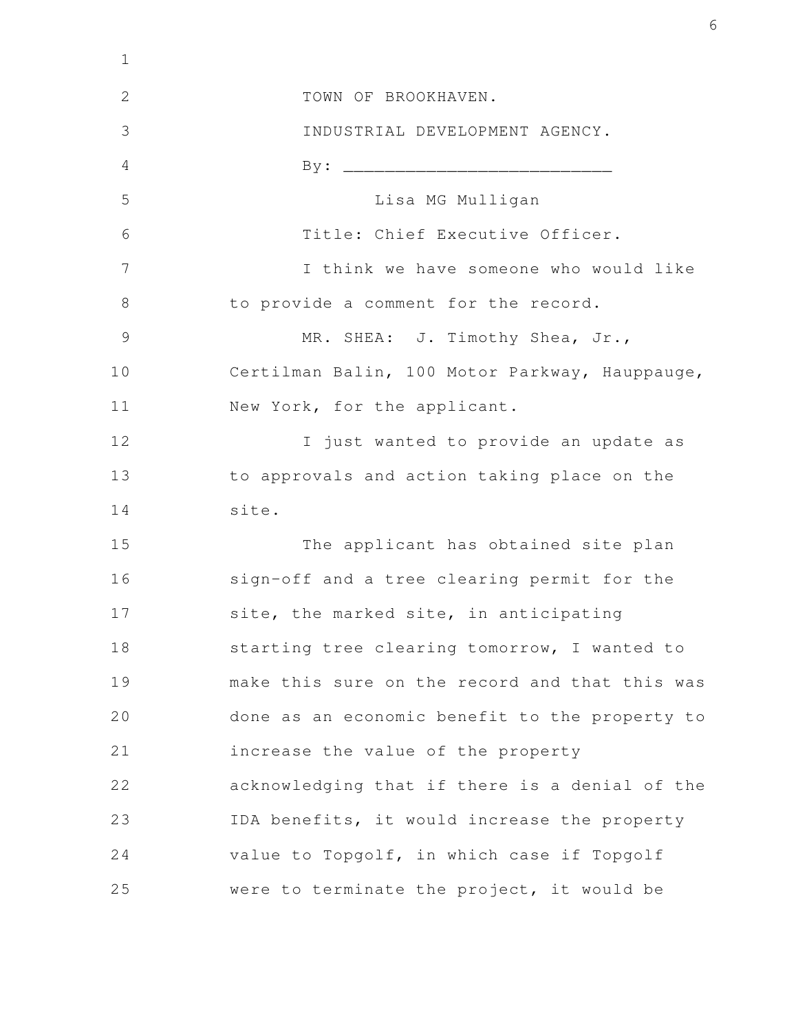TOWN OF BROOKHAVEN.

INDUSTRIAL DEVELOPMENT AGENCY.

By: ___________________________

Lisa MG Mulligan

Title: Chief Executive Officer.

I think we have someone who would like to provide a comment for the record.

MR. SHEA: J. Timothy Shea, Jr., Certilman Balin, 100 Motor Parkway, Hauppauge, New York, for the applicant.

I just wanted to provide an update as to approvals and action taking place on the site.

The applicant has obtained site plan sign-off and a tree clearing permit for the site, the marked site, in anticipating starting tree clearing tomorrow, I wanted to make this sure on the record and that this was done as an economic benefit to the property to increase the value of the property acknowledging that if there is a denial of the IDA benefits, it would increase the property value to Topgolf, in which case if Topgolf were to terminate the project, it would be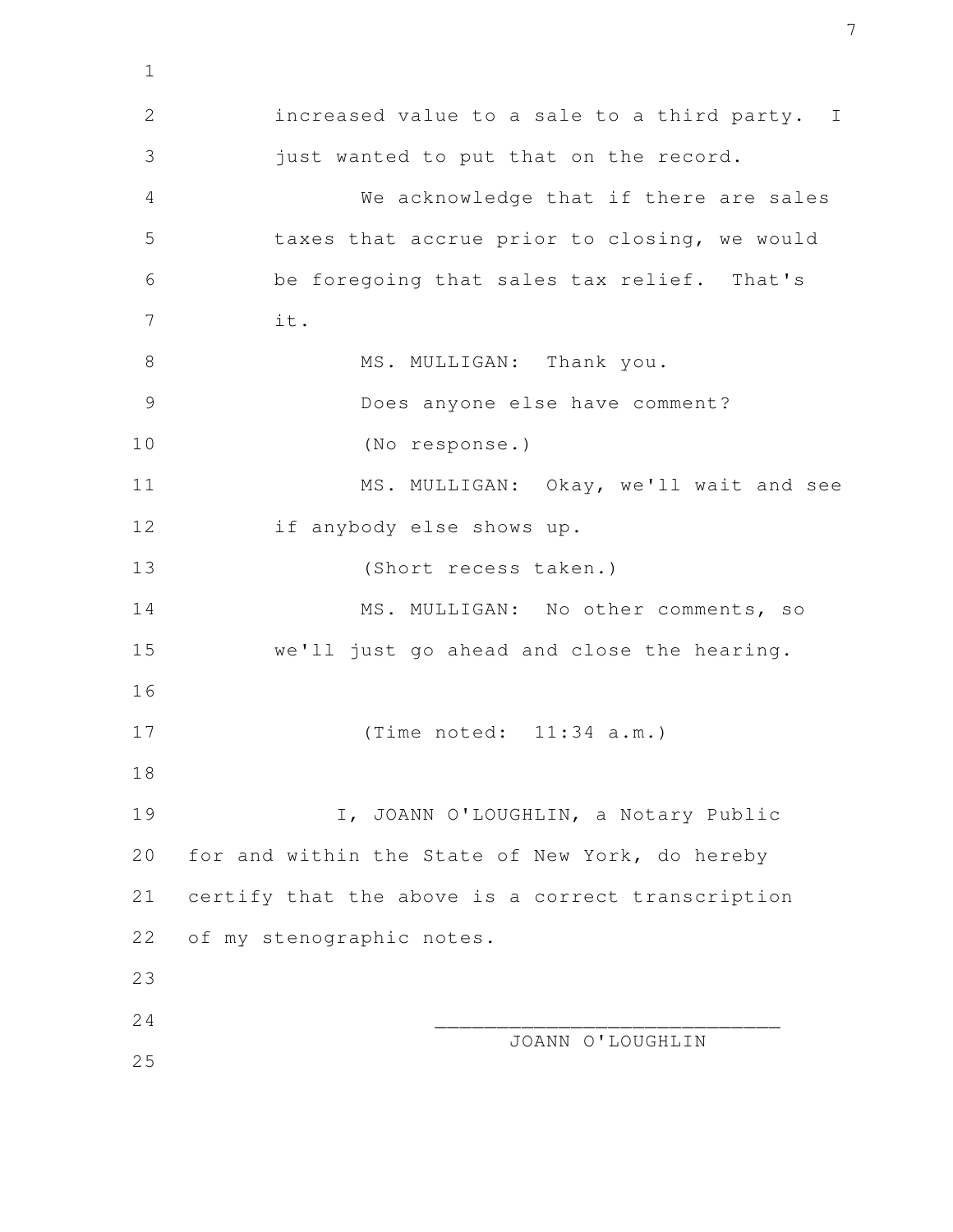increased value to a sale to a third party. I just wanted to put that on the record.

We acknowledge that if there are sales taxes that accrue prior to closing, we would be foregoing that sales tax relief. That's it.

MS. MULLIGAN: Thank you.

Does anyone else have comment?

(No response.)

MS. MULLIGAN: Okay, we'll wait and see if anybody else shows up.

(Short recess taken.)

MS. MULLIGAN: No other comments, so we'll just go ahead and close the hearing.

(Time noted: 11:34 a.m.)

I, JOANN O'LOUGHLIN, a Notary Public for and within the State of New York, do hereby certify that the above is a correct transcription of my stenographic notes.

\_\_\_\_\_\_\_\_\_\_\_\_\_\_\_\_\_\_\_\_\_\_\_\_\_\_\_\_

JOANN O'LOUGHLIN